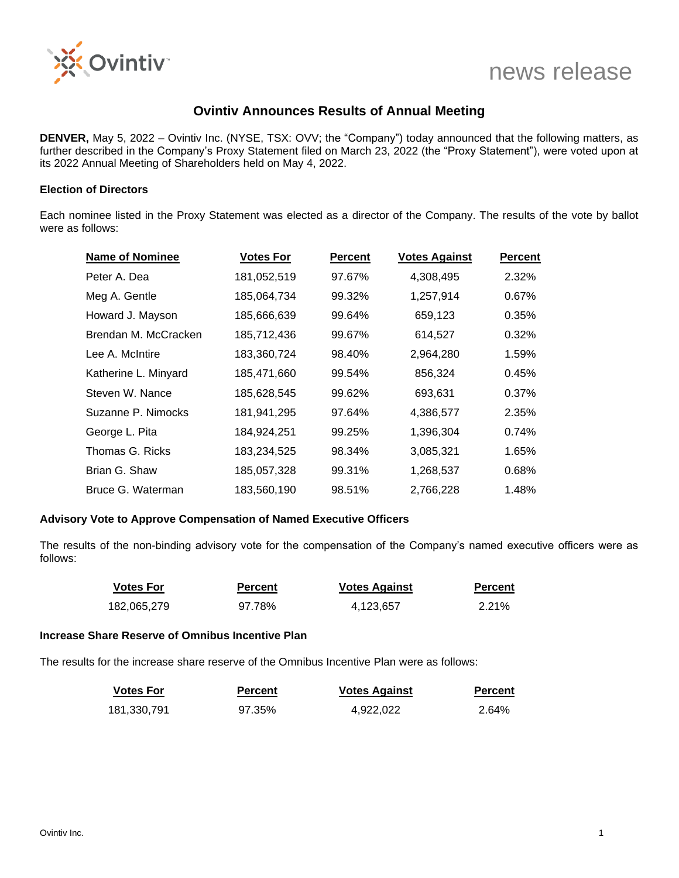news release

# Ovintiv Announces Results of Annual Meeting

**DENVER,** May 5, 2022 – Ovintiv Inc. (NYSE, TSX: OVV; the "Company") today announced that the following matters, as further described in the Company's Proxy Statement filed on March 23, 2022 (the "Proxy Statement"), were voted upon at its 2022 Annual Meeting of Shareholders held on May 4, 2022.

**Election of Directors**

Each nominee listed in the Proxy Statement was elected as a director of the Company. The results of the vote by ballot were as follows:

| Name of Nominee | Votes For | Percent | Votes Against | Percent |
|---|---|---|---|---|
| Peter A. Dea | 181,052,519 | 97.67% | 4,308,495 | 2.32% |
| Meg A. Gentle | 185,064,734 | 99.32% | 1,257,914 | 0.67% |
| Howard J. Mayson | 185,666,639 | 99.64% | 659,123 | 0.35% |
| Brendan M. McCracken | 185,712,436 | 99.67% | 614,527 | 0.32% |
| Lee A. McIntire | 183,360,724 | 98.40% | 2,964,280 | 1.59% |
| Katherine L. Minyard | 185,471,660 | 99.54% | 856,324 | 0.45% |
| Steven W. Nance | 185,628,545 | 99.62% | 693,631 | 0.37% |
| Suzanne P. Nimocks | 181,941,295 | 97.64% | 4,386,577 | 2.35% |
| George L. Pita | 184,924,251 | 99.25% | 1,396,304 | 0.74% |
| Thomas G. Ricks | 183,234,525 | 98.34% | 3,085,321 | 1.65% |
| Brian G. Shaw | 185,057,328 | 99.31% | 1,268,537 | 0.68% |
| Bruce G. Waterman | 183,560,190 | 98.51% | 2,766,228 | 1.48% |

**Advisory Vote to Approve Compensation of Named Executive Officers**

The results of the non-binding advisory vote for the compensation of the Company's named executive officers were as follows:

| Votes For | Percent | Votes Against | Percent |
|---|---|---|---|
| 182,065,279 | 97.78% | 4,123,657 | 2.21% |

**Increase Share Reserve of Omnibus Incentive Plan**

The results for the increase share reserve of the Omnibus Incentive Plan were as follows:

| Votes For | Percent | Votes Against | Percent |
|---|---|---|---|
| 181,330,791 | 97.35% | 4,922,022 | 2.64% |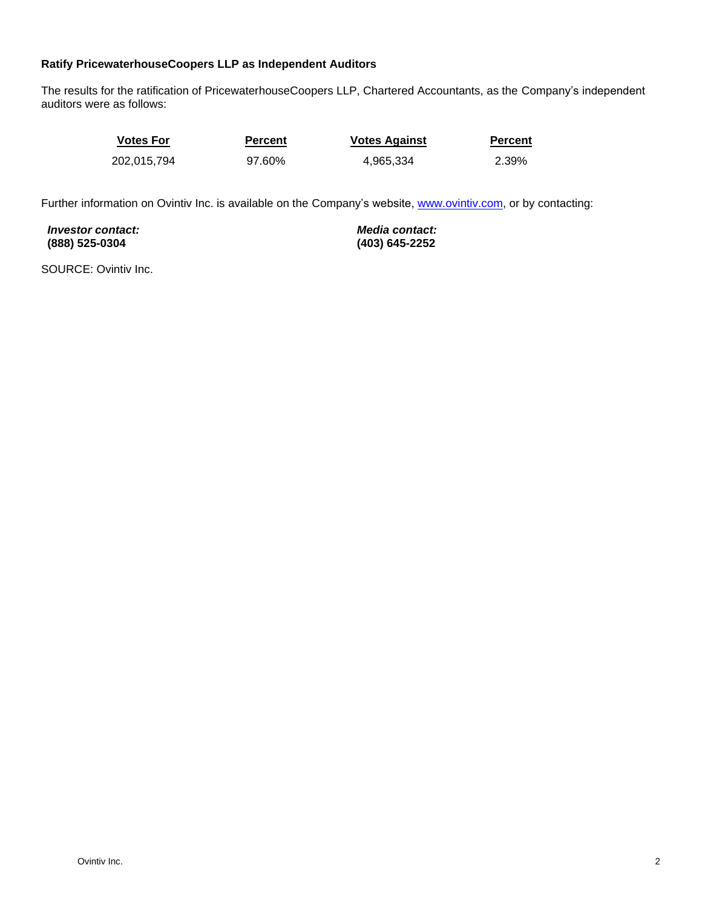### Ratify PricewaterhouseCoopers LLP as Independent Auditors

The results for the ratification of PricewaterhouseCoopers LLP, Chartered Accountants, as the Company's independent auditors were as follows:

| Votes For | Percent | Votes Against | Percent |
|---|---|---|---|
| 202,015,794 | 97.60% | 4,965,334 | 2.39% |

Further information on Ovintiv Inc. is available on the Company's website, [www.ovintiv.com](http://www.ovintiv.com), or by contacting:

***Investor contact:***
**(888) 525-0304**

***Media contact:***
**(403) 645-2252**

SOURCE: Ovintiv Inc.